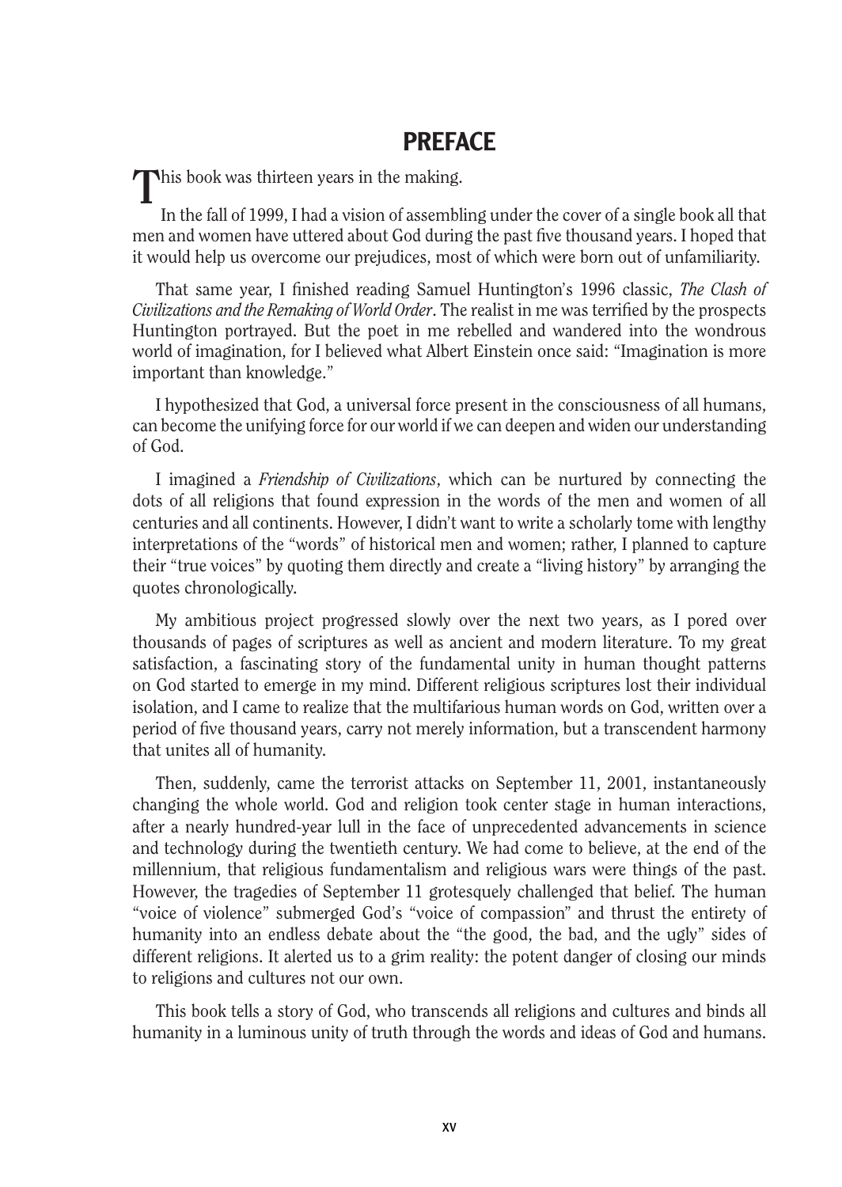# PREFACE

This book was thirteen years in the making.

In the fall of 1999, I had a vision of assembling under the cover of a single book all that men and women have uttered about God during the past five thousand years. I hoped that it would help us overcome our prejudices, most of which were born out of unfamiliarity.

That same year, I finished reading Samuel Huntington's 1996 classic, *The Clash of Civilizations and the Remaking of World Order*. The realist in me was terrified by the prospects Huntington portrayed. But the poet in me rebelled and wandered into the wondrous world of imagination, for I believed what Albert Einstein once said: "Imagination is more important than knowledge."

I hypothesized that God, a universal force present in the consciousness of all humans, can become the unifying force for our world if we can deepen and widen our understanding of God.

I imagined a *Friendship of Civilizations*, which can be nurtured by connecting the dots of all religions that found expression in the words of the men and women of all centuries and all continents. However, I didn't want to write a scholarly tome with lengthy interpretations of the "words" of historical men and women; rather, I planned to capture their "true voices" by quoting them directly and create a "living history" by arranging the quotes chronologically.

My ambitious project progressed slowly over the next two years, as I pored over thousands of pages of scriptures as well as ancient and modern literature. To my great satisfaction, a fascinating story of the fundamental unity in human thought patterns on God started to emerge in my mind. Different religious scriptures lost their individual isolation, and I came to realize that the multifarious human words on God, written over a period of five thousand years, carry not merely information, but a transcendent harmony that unites all of humanity.

Then, suddenly, came the terrorist attacks on September 11, 2001, instantaneously changing the whole world. God and religion took center stage in human interactions, after a nearly hundred-year lull in the face of unprecedented advancements in science and technology during the twentieth century. We had come to believe, at the end of the millennium, that religious fundamentalism and religious wars were things of the past. However, the tragedies of September 11 grotesquely challenged that belief. The human "voice of violence" submerged God's "voice of compassion" and thrust the entirety of humanity into an endless debate about the "the good, the bad, and the ugly" sides of different religions. It alerted us to a grim reality: the potent danger of closing our minds to religions and cultures not our own.

This book tells a story of God, who transcends all religions and cultures and binds all humanity in a luminous unity of truth through the words and ideas of God and humans.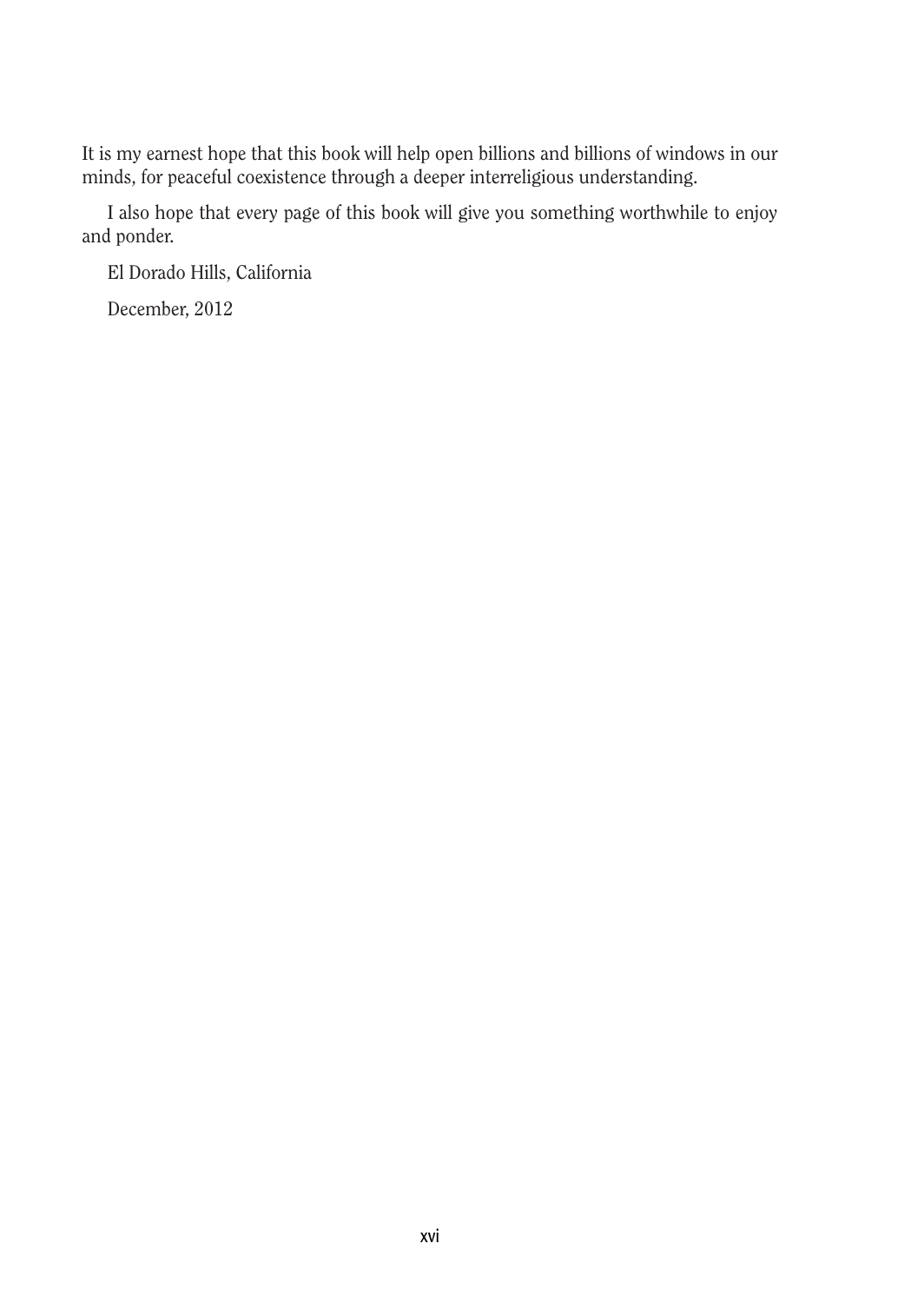It is my earnest hope that this book will help open billions and billions of windows in our minds, for peaceful coexistence through a deeper interreligious understanding.

I also hope that every page of this book will give you something worthwhile to enjoy and ponder.

El Dorado Hills, California

December, 2012